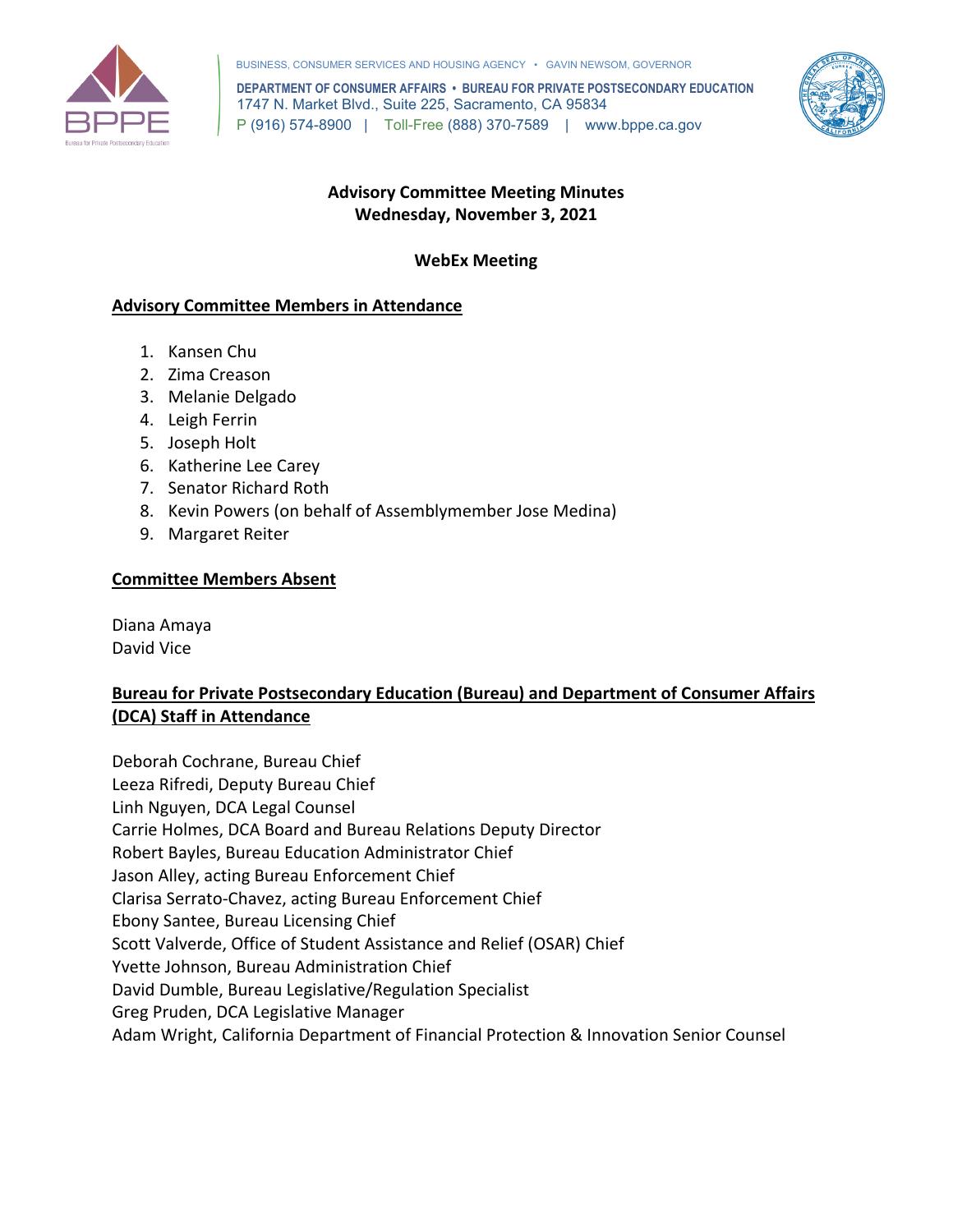BUSINESS, CONSUMER SERVICES AND HOUSING AGENCY • GAVIN NEWSOM, GOVERNOR

**DEPARTMENT OF CONSUMER AFFAIRS • BUREAU FOR PRIVATE POSTSECONDARY EDUCATION**
1747 N. Market Blvd., Suite 225, Sacramento, CA 95834
P (916) 574-8900 | Toll-Free (888) 370-7589 | www.bppe.ca.gov

# Advisory Committee Meeting Minutes
## Wednesday, November 3, 2021

### WebEx Meeting

**Advisory Committee Members in Attendance**

1. Kansen Chu
2. Zima Creason
3. Melanie Delgado
4. Leigh Ferrin
5. Joseph Holt
6. Katherine Lee Carey
7. Senator Richard Roth
8. Kevin Powers (on behalf of Assemblymember Jose Medina)
9. Margaret Reiter

**Committee Members Absent**

Diana Amaya
David Vice

**Bureau for Private Postsecondary Education (Bureau) and Department of Consumer Affairs (DCA) Staff in Attendance**

Deborah Cochrane, Bureau Chief
Leeza Rifredi, Deputy Bureau Chief
Linh Nguyen, DCA Legal Counsel
Carrie Holmes, DCA Board and Bureau Relations Deputy Director
Robert Bayles, Bureau Education Administrator Chief
Jason Alley, acting Bureau Enforcement Chief
Clarisa Serrato-Chavez, acting Bureau Enforcement Chief
Ebony Santee, Bureau Licensing Chief
Scott Valverde, Office of Student Assistance and Relief (OSAR) Chief
Yvette Johnson, Bureau Administration Chief
David Dumble, Bureau Legislative/Regulation Specialist
Greg Pruden, DCA Legislative Manager
Adam Wright, California Department of Financial Protection & Innovation Senior Counsel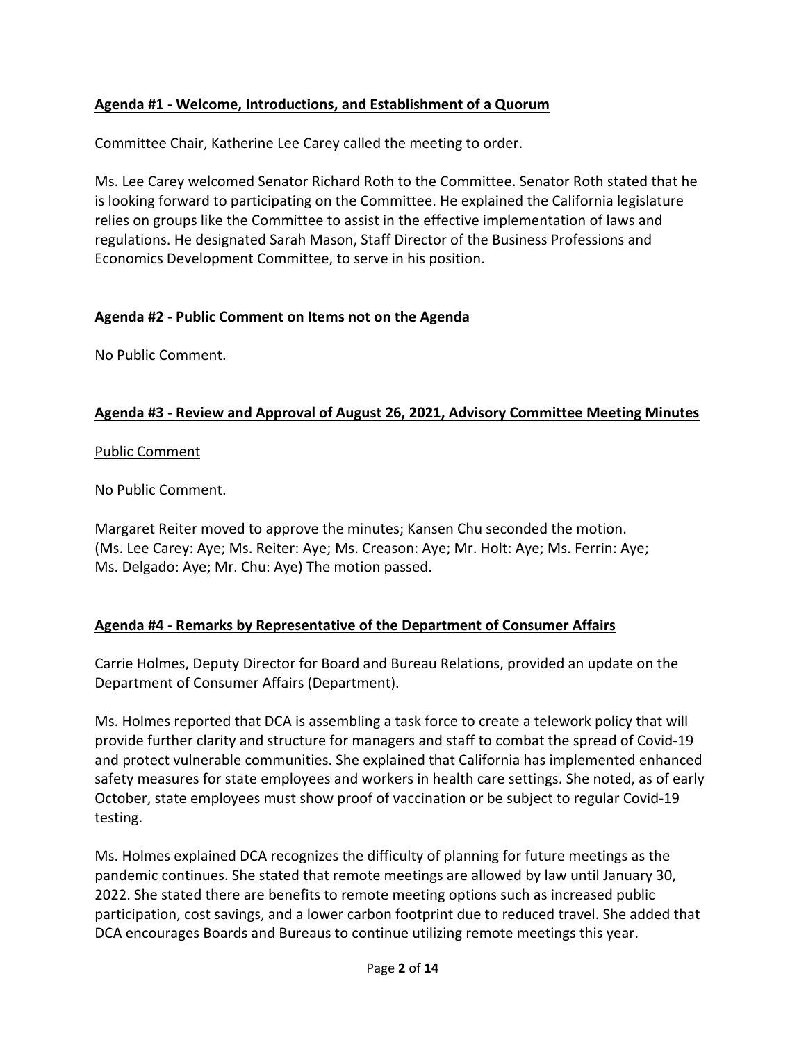## Agenda #1 - Welcome, Introductions, and Establishment of a Quorum

Committee Chair, Katherine Lee Carey called the meeting to order.

Ms. Lee Carey welcomed Senator Richard Roth to the Committee. Senator Roth stated that he is looking forward to participating on the Committee. He explained the California legislature relies on groups like the Committee to assist in the effective implementation of laws and regulations. He designated Sarah Mason, Staff Director of the Business Professions and Economics Development Committee, to serve in his position.

## Agenda #2 - Public Comment on Items not on the Agenda

No Public Comment.

## Agenda #3 - Review and Approval of August 26, 2021, Advisory Committee Meeting Minutes

Public Comment

No Public Comment.

Margaret Reiter moved to approve the minutes; Kansen Chu seconded the motion. (Ms. Lee Carey: Aye; Ms. Reiter: Aye; Ms. Creason: Aye; Mr. Holt: Aye; Ms. Ferrin: Aye; Ms. Delgado: Aye; Mr. Chu: Aye) The motion passed.

## Agenda #4 - Remarks by Representative of the Department of Consumer Affairs

Carrie Holmes, Deputy Director for Board and Bureau Relations, provided an update on the Department of Consumer Affairs (Department).

Ms. Holmes reported that DCA is assembling a task force to create a telework policy that will provide further clarity and structure for managers and staff to combat the spread of Covid-19 and protect vulnerable communities. She explained that California has implemented enhanced safety measures for state employees and workers in health care settings. She noted, as of early October, state employees must show proof of vaccination or be subject to regular Covid-19 testing.

Ms. Holmes explained DCA recognizes the difficulty of planning for future meetings as the pandemic continues. She stated that remote meetings are allowed by law until January 30, 2022. She stated there are benefits to remote meeting options such as increased public participation, cost savings, and a lower carbon footprint due to reduced travel. She added that DCA encourages Boards and Bureaus to continue utilizing remote meetings this year.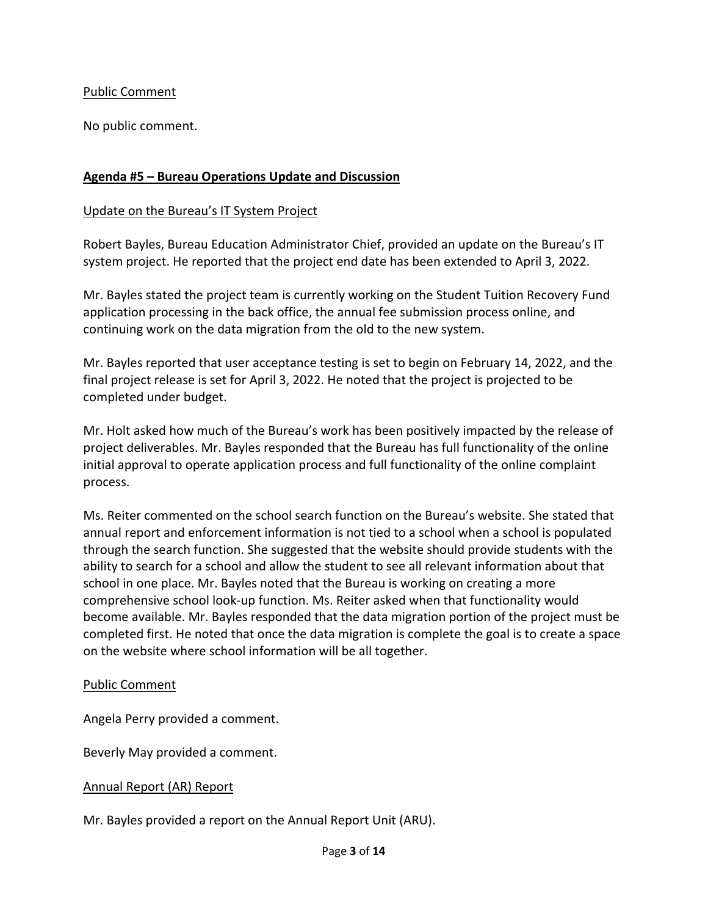Public Comment

No public comment.

## **Agenda #5 – Bureau Operations Update and Discussion**

Update on the Bureau's IT System Project

Robert Bayles, Bureau Education Administrator Chief, provided an update on the Bureau's IT system project. He reported that the project end date has been extended to April 3, 2022.

Mr. Bayles stated the project team is currently working on the Student Tuition Recovery Fund application processing in the back office, the annual fee submission process online, and continuing work on the data migration from the old to the new system.

Mr. Bayles reported that user acceptance testing is set to begin on February 14, 2022, and the final project release is set for April 3, 2022. He noted that the project is projected to be completed under budget.

Mr. Holt asked how much of the Bureau's work has been positively impacted by the release of project deliverables. Mr. Bayles responded that the Bureau has full functionality of the online initial approval to operate application process and full functionality of the online complaint process.

Ms. Reiter commented on the school search function on the Bureau's website. She stated that annual report and enforcement information is not tied to a school when a school is populated through the search function. She suggested that the website should provide students with the ability to search for a school and allow the student to see all relevant information about that school in one place. Mr. Bayles noted that the Bureau is working on creating a more comprehensive school look-up function. Ms. Reiter asked when that functionality would become available. Mr. Bayles responded that the data migration portion of the project must be completed first. He noted that once the data migration is complete the goal is to create a space on the website where school information will be all together.

Public Comment

Angela Perry provided a comment.

Beverly May provided a comment.

Annual Report (AR) Report

Mr. Bayles provided a report on the Annual Report Unit (ARU).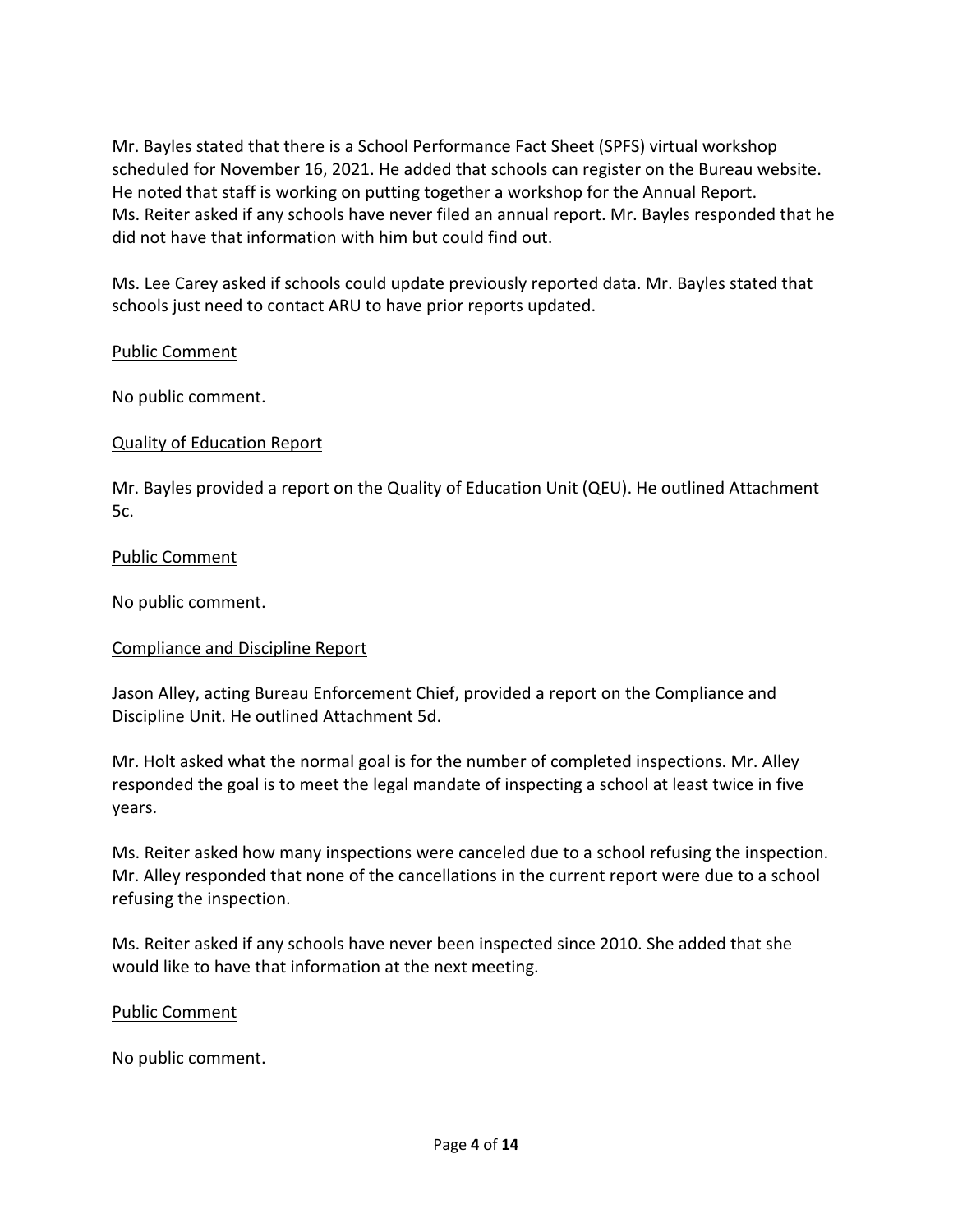Mr. Bayles stated that there is a School Performance Fact Sheet (SPFS) virtual workshop scheduled for November 16, 2021. He added that schools can register on the Bureau website. He noted that staff is working on putting together a workshop for the Annual Report. Ms. Reiter asked if any schools have never filed an annual report. Mr. Bayles responded that he did not have that information with him but could find out.

Ms. Lee Carey asked if schools could update previously reported data. Mr. Bayles stated that schools just need to contact ARU to have prior reports updated.

Public Comment

No public comment.

Quality of Education Report

Mr. Bayles provided a report on the Quality of Education Unit (QEU). He outlined Attachment 5c.

Public Comment

No public comment.

Compliance and Discipline Report

Jason Alley, acting Bureau Enforcement Chief, provided a report on the Compliance and Discipline Unit. He outlined Attachment 5d.

Mr. Holt asked what the normal goal is for the number of completed inspections. Mr. Alley responded the goal is to meet the legal mandate of inspecting a school at least twice in five years.

Ms. Reiter asked how many inspections were canceled due to a school refusing the inspection. Mr. Alley responded that none of the cancellations in the current report were due to a school refusing the inspection.

Ms. Reiter asked if any schools have never been inspected since 2010. She added that she would like to have that information at the next meeting.

Public Comment

No public comment.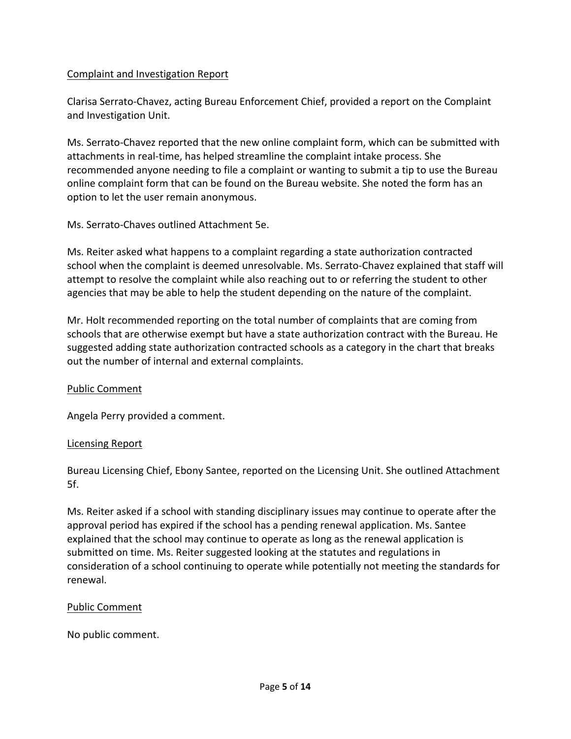<u>Complaint and Investigation Report</u>

Clarisa Serrato-Chavez, acting Bureau Enforcement Chief, provided a report on the Complaint and Investigation Unit.

Ms. Serrato-Chavez reported that the new online complaint form, which can be submitted with attachments in real-time, has helped streamline the complaint intake process. She recommended anyone needing to file a complaint or wanting to submit a tip to use the Bureau online complaint form that can be found on the Bureau website. She noted the form has an option to let the user remain anonymous.

Ms. Serrato-Chaves outlined Attachment 5e.

Ms. Reiter asked what happens to a complaint regarding a state authorization contracted school when the complaint is deemed unresolvable. Ms. Serrato-Chavez explained that staff will attempt to resolve the complaint while also reaching out to or referring the student to other agencies that may be able to help the student depending on the nature of the complaint.

Mr. Holt recommended reporting on the total number of complaints that are coming from schools that are otherwise exempt but have a state authorization contract with the Bureau. He suggested adding state authorization contracted schools as a category in the chart that breaks out the number of internal and external complaints.

<u>Public Comment</u>

Angela Perry provided a comment.

<u>Licensing Report</u>

Bureau Licensing Chief, Ebony Santee, reported on the Licensing Unit. She outlined Attachment 5f.

Ms. Reiter asked if a school with standing disciplinary issues may continue to operate after the approval period has expired if the school has a pending renewal application. Ms. Santee explained that the school may continue to operate as long as the renewal application is submitted on time. Ms. Reiter suggested looking at the statutes and regulations in consideration of a school continuing to operate while potentially not meeting the standards for renewal.

<u>Public Comment</u>

No public comment.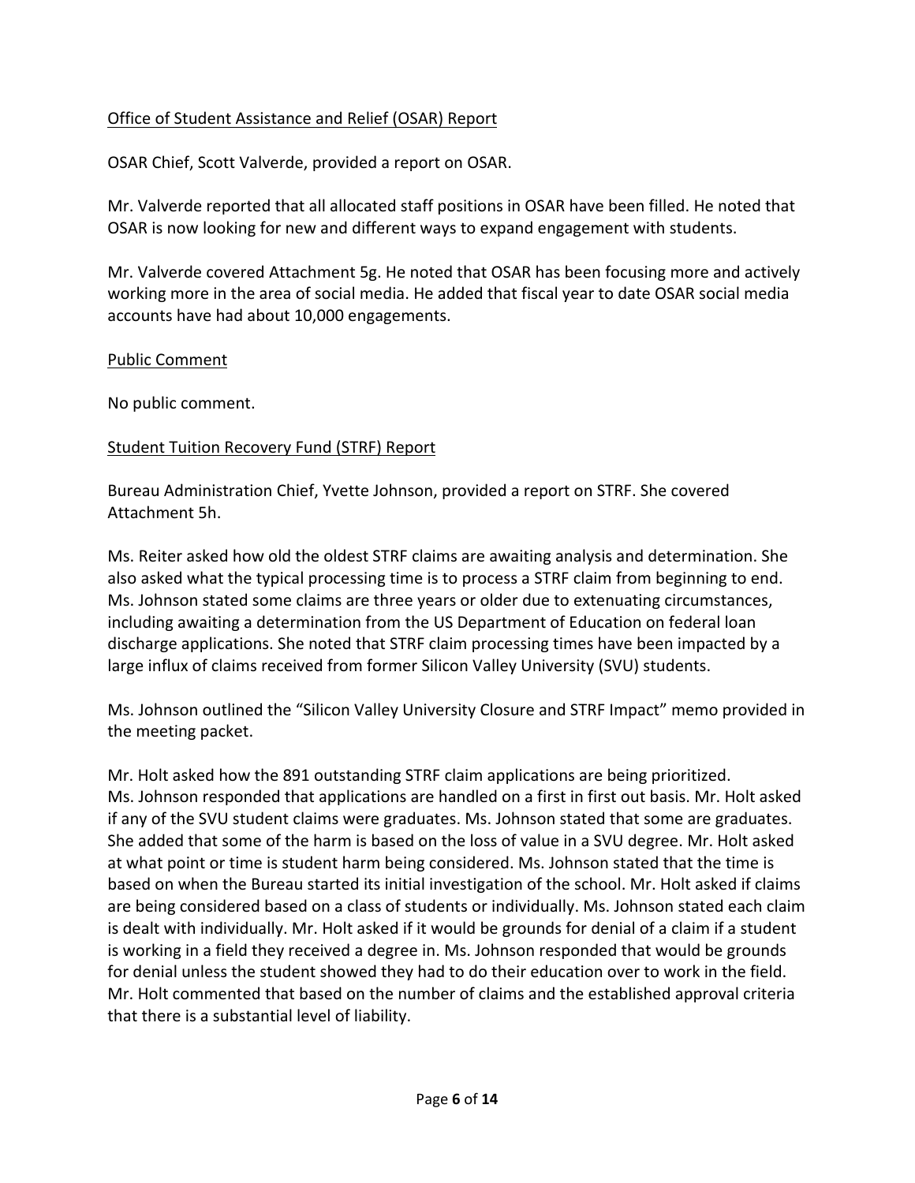Office of Student Assistance and Relief (OSAR) Report

OSAR Chief, Scott Valverde, provided a report on OSAR.

Mr. Valverde reported that all allocated staff positions in OSAR have been filled. He noted that OSAR is now looking for new and different ways to expand engagement with students.

Mr. Valverde covered Attachment 5g. He noted that OSAR has been focusing more and actively working more in the area of social media. He added that fiscal year to date OSAR social media accounts have had about 10,000 engagements.

Public Comment

No public comment.

Student Tuition Recovery Fund (STRF) Report

Bureau Administration Chief, Yvette Johnson, provided a report on STRF. She covered Attachment 5h.

Ms. Reiter asked how old the oldest STRF claims are awaiting analysis and determination. She also asked what the typical processing time is to process a STRF claim from beginning to end. Ms. Johnson stated some claims are three years or older due to extenuating circumstances, including awaiting a determination from the US Department of Education on federal loan discharge applications. She noted that STRF claim processing times have been impacted by a large influx of claims received from former Silicon Valley University (SVU) students.

Ms. Johnson outlined the "Silicon Valley University Closure and STRF Impact" memo provided in the meeting packet.

Mr. Holt asked how the 891 outstanding STRF claim applications are being prioritized. Ms. Johnson responded that applications are handled on a first in first out basis. Mr. Holt asked if any of the SVU student claims were graduates. Ms. Johnson stated that some are graduates. She added that some of the harm is based on the loss of value in a SVU degree. Mr. Holt asked at what point or time is student harm being considered. Ms. Johnson stated that the time is based on when the Bureau started its initial investigation of the school. Mr. Holt asked if claims are being considered based on a class of students or individually. Ms. Johnson stated each claim is dealt with individually. Mr. Holt asked if it would be grounds for denial of a claim if a student is working in a field they received a degree in. Ms. Johnson responded that would be grounds for denial unless the student showed they had to do their education over to work in the field. Mr. Holt commented that based on the number of claims and the established approval criteria that there is a substantial level of liability.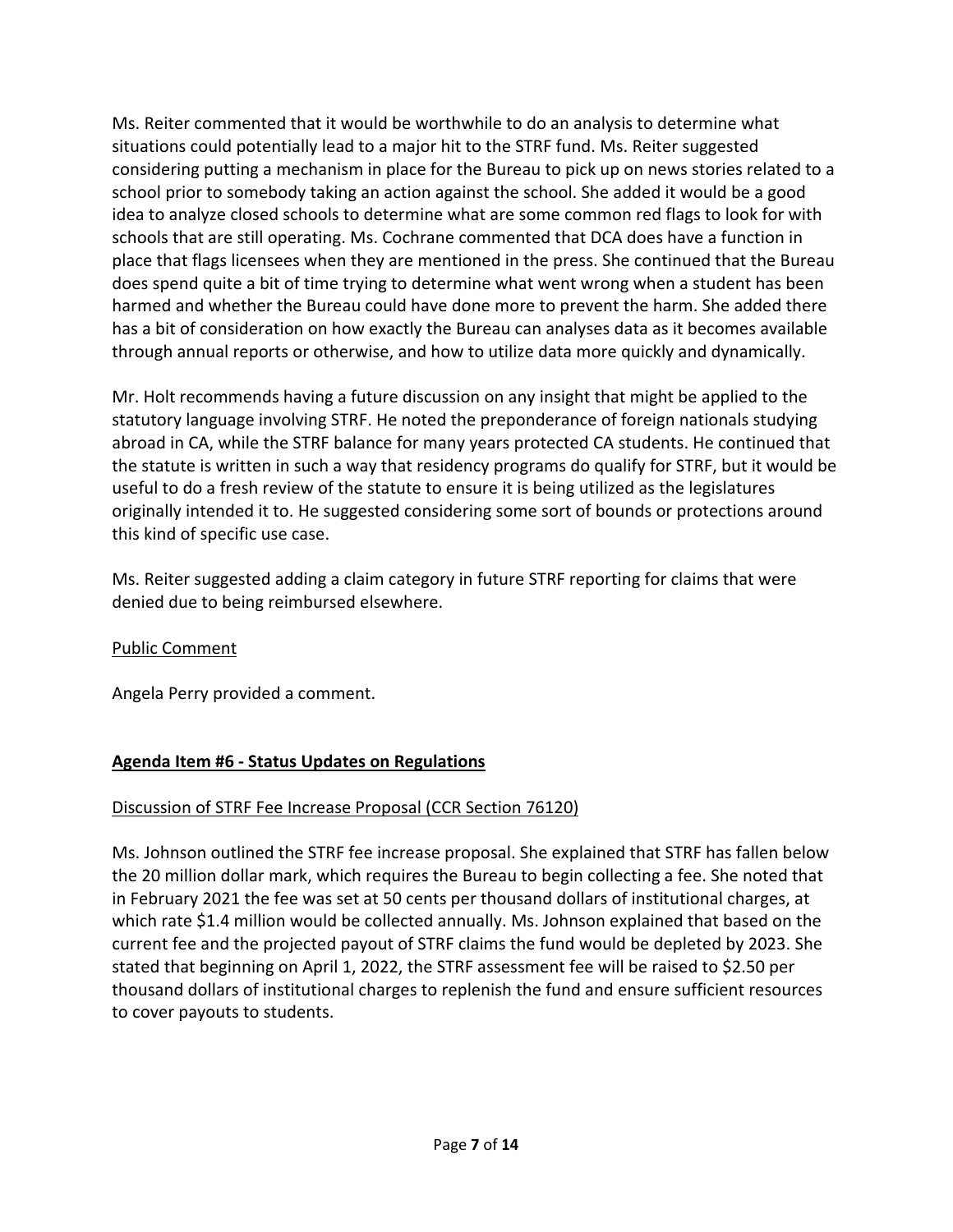Ms. Reiter commented that it would be worthwhile to do an analysis to determine what situations could potentially lead to a major hit to the STRF fund. Ms. Reiter suggested considering putting a mechanism in place for the Bureau to pick up on news stories related to a school prior to somebody taking an action against the school. She added it would be a good idea to analyze closed schools to determine what are some common red flags to look for with schools that are still operating. Ms. Cochrane commented that DCA does have a function in place that flags licensees when they are mentioned in the press. She continued that the Bureau does spend quite a bit of time trying to determine what went wrong when a student has been harmed and whether the Bureau could have done more to prevent the harm. She added there has a bit of consideration on how exactly the Bureau can analyses data as it becomes available through annual reports or otherwise, and how to utilize data more quickly and dynamically.

Mr. Holt recommends having a future discussion on any insight that might be applied to the statutory language involving STRF. He noted the preponderance of foreign nationals studying abroad in CA, while the STRF balance for many years protected CA students. He continued that the statute is written in such a way that residency programs do qualify for STRF, but it would be useful to do a fresh review of the statute to ensure it is being utilized as the legislatures originally intended it to. He suggested considering some sort of bounds or protections around this kind of specific use case.

Ms. Reiter suggested adding a claim category in future STRF reporting for claims that were denied due to being reimbursed elsewhere.

<u>Public Comment</u>

Angela Perry provided a comment.

## **<u>Agenda Item #6 - Status Updates on Regulations</u>**

<u>Discussion of STRF Fee Increase Proposal (CCR Section 76120)</u>

Ms. Johnson outlined the STRF fee increase proposal. She explained that STRF has fallen below the 20 million dollar mark, which requires the Bureau to begin collecting a fee. She noted that in February 2021 the fee was set at 50 cents per thousand dollars of institutional charges, at which rate $1.4 million would be collected annually. Ms. Johnson explained that based on the current fee and the projected payout of STRF claims the fund would be depleted by 2023. She stated that beginning on April 1, 2022, the STRF assessment fee will be raised to $2.50 per thousand dollars of institutional charges to replenish the fund and ensure sufficient resources to cover payouts to students.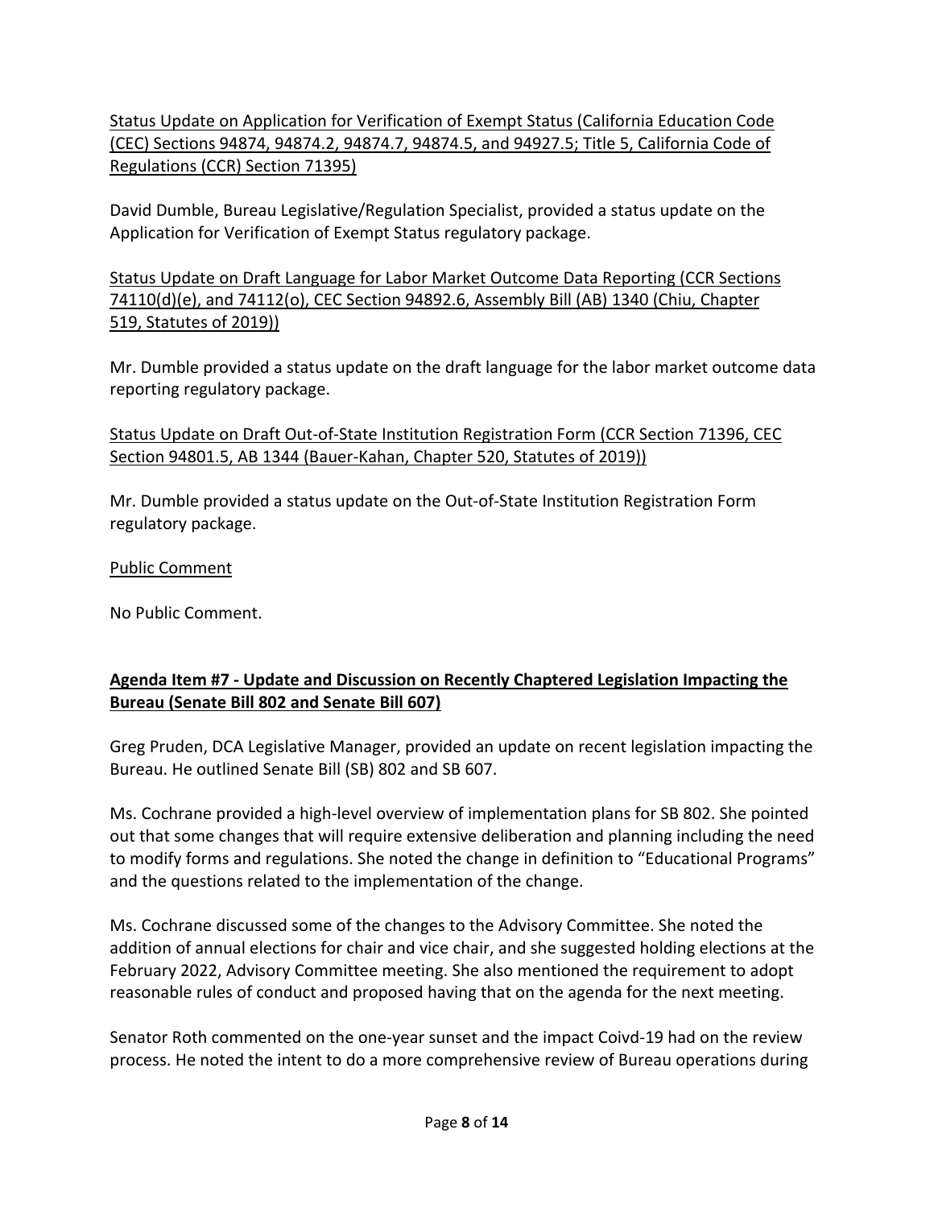Status Update on Application for Verification of Exempt Status (California Education Code (CEC) Sections 94874, 94874.2, 94874.7, 94874.5, and 94927.5; Title 5, California Code of Regulations (CCR) Section 71395)

David Dumble, Bureau Legislative/Regulation Specialist, provided a status update on the Application for Verification of Exempt Status regulatory package.

Status Update on Draft Language for Labor Market Outcome Data Reporting (CCR Sections 74110(d)(e), and 74112(o), CEC Section 94892.6, Assembly Bill (AB) 1340 (Chiu, Chapter 519, Statutes of 2019))

Mr. Dumble provided a status update on the draft language for the labor market outcome data reporting regulatory package.

Status Update on Draft Out-of-State Institution Registration Form (CCR Section 71396, CEC Section 94801.5, AB 1344 (Bauer-Kahan, Chapter 520, Statutes of 2019))

Mr. Dumble provided a status update on the Out-of-State Institution Registration Form regulatory package.

Public Comment

No Public Comment.

**Agenda Item #7 - Update and Discussion on Recently Chaptered Legislation Impacting the Bureau (Senate Bill 802 and Senate Bill 607)**

Greg Pruden, DCA Legislative Manager, provided an update on recent legislation impacting the Bureau. He outlined Senate Bill (SB) 802 and SB 607.

Ms. Cochrane provided a high-level overview of implementation plans for SB 802. She pointed out that some changes that will require extensive deliberation and planning including the need to modify forms and regulations. She noted the change in definition to "Educational Programs" and the questions related to the implementation of the change.

Ms. Cochrane discussed some of the changes to the Advisory Committee. She noted the addition of annual elections for chair and vice chair, and she suggested holding elections at the February 2022, Advisory Committee meeting. She also mentioned the requirement to adopt reasonable rules of conduct and proposed having that on the agenda for the next meeting.

Senator Roth commented on the one-year sunset and the impact Coivd-19 had on the review process. He noted the intent to do a more comprehensive review of Bureau operations during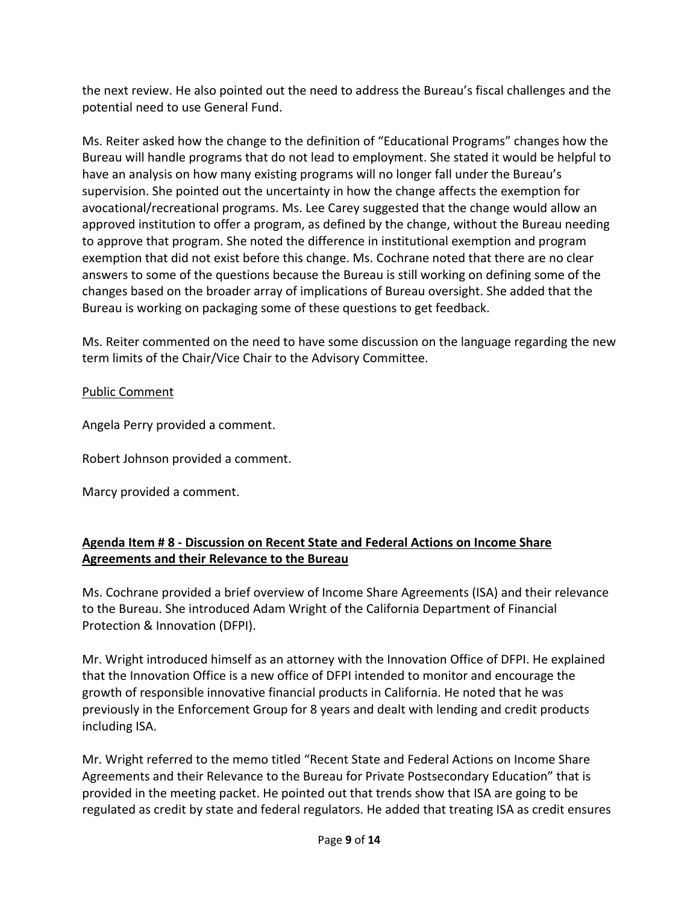the next review. He also pointed out the need to address the Bureau's fiscal challenges and the potential need to use General Fund.

Ms. Reiter asked how the change to the definition of "Educational Programs" changes how the Bureau will handle programs that do not lead to employment. She stated it would be helpful to have an analysis on how many existing programs will no longer fall under the Bureau's supervision. She pointed out the uncertainty in how the change affects the exemption for avocational/recreational programs. Ms. Lee Carey suggested that the change would allow an approved institution to offer a program, as defined by the change, without the Bureau needing to approve that program. She noted the difference in institutional exemption and program exemption that did not exist before this change. Ms. Cochrane noted that there are no clear answers to some of the questions because the Bureau is still working on defining some of the changes based on the broader array of implications of Bureau oversight. She added that the Bureau is working on packaging some of these questions to get feedback.

Ms. Reiter commented on the need to have some discussion on the language regarding the new term limits of the Chair/Vice Chair to the Advisory Committee.

<u>Public Comment</u>

Angela Perry provided a comment.

Robert Johnson provided a comment.

Marcy provided a comment.

**<u>Agenda Item # 8 - Discussion on Recent State and Federal Actions on Income Share Agreements and their Relevance to the Bureau</u>**

Ms. Cochrane provided a brief overview of Income Share Agreements (ISA) and their relevance to the Bureau. She introduced Adam Wright of the California Department of Financial Protection & Innovation (DFPI).

Mr. Wright introduced himself as an attorney with the Innovation Office of DFPI. He explained that the Innovation Office is a new office of DFPI intended to monitor and encourage the growth of responsible innovative financial products in California. He noted that he was previously in the Enforcement Group for 8 years and dealt with lending and credit products including ISA.

Mr. Wright referred to the memo titled "Recent State and Federal Actions on Income Share Agreements and their Relevance to the Bureau for Private Postsecondary Education" that is provided in the meeting packet. He pointed out that trends show that ISA are going to be regulated as credit by state and federal regulators. He added that treating ISA as credit ensures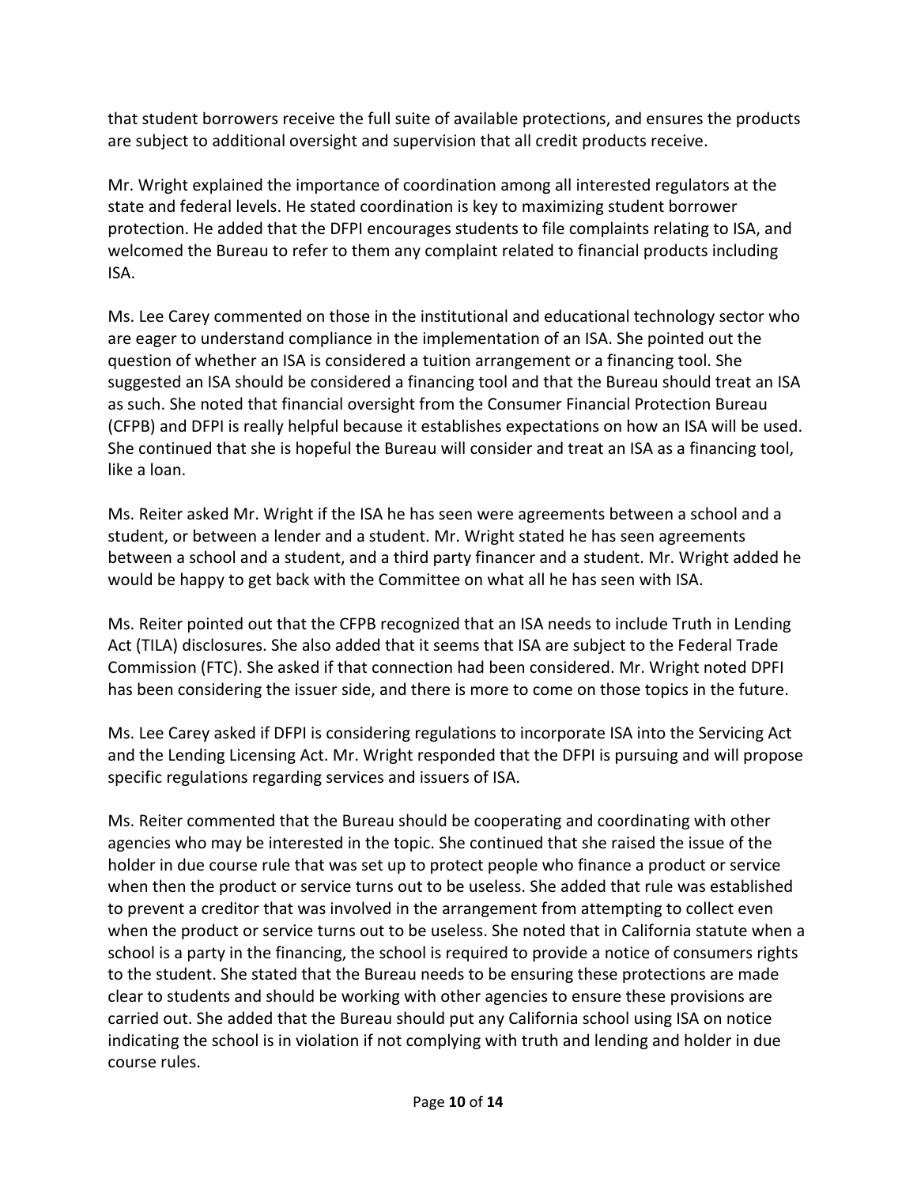that student borrowers receive the full suite of available protections, and ensures the products are subject to additional oversight and supervision that all credit products receive.

Mr. Wright explained the importance of coordination among all interested regulators at the state and federal levels. He stated coordination is key to maximizing student borrower protection. He added that the DFPI encourages students to file complaints relating to ISA, and welcomed the Bureau to refer to them any complaint related to financial products including ISA.

Ms. Lee Carey commented on those in the institutional and educational technology sector who are eager to understand compliance in the implementation of an ISA. She pointed out the question of whether an ISA is considered a tuition arrangement or a financing tool. She suggested an ISA should be considered a financing tool and that the Bureau should treat an ISA as such. She noted that financial oversight from the Consumer Financial Protection Bureau (CFPB) and DFPI is really helpful because it establishes expectations on how an ISA will be used. She continued that she is hopeful the Bureau will consider and treat an ISA as a financing tool, like a loan.

Ms. Reiter asked Mr. Wright if the ISA he has seen were agreements between a school and a student, or between a lender and a student. Mr. Wright stated he has seen agreements between a school and a student, and a third party financer and a student. Mr. Wright added he would be happy to get back with the Committee on what all he has seen with ISA.

Ms. Reiter pointed out that the CFPB recognized that an ISA needs to include Truth in Lending Act (TILA) disclosures. She also added that it seems that ISA are subject to the Federal Trade Commission (FTC). She asked if that connection had been considered. Mr. Wright noted DPFI has been considering the issuer side, and there is more to come on those topics in the future.

Ms. Lee Carey asked if DFPI is considering regulations to incorporate ISA into the Servicing Act and the Lending Licensing Act. Mr. Wright responded that the DFPI is pursuing and will propose specific regulations regarding services and issuers of ISA.

Ms. Reiter commented that the Bureau should be cooperating and coordinating with other agencies who may be interested in the topic. She continued that she raised the issue of the holder in due course rule that was set up to protect people who finance a product or service when then the product or service turns out to be useless. She added that rule was established to prevent a creditor that was involved in the arrangement from attempting to collect even when the product or service turns out to be useless. She noted that in California statute when a school is a party in the financing, the school is required to provide a notice of consumers rights to the student. She stated that the Bureau needs to be ensuring these protections are made clear to students and should be working with other agencies to ensure these provisions are carried out. She added that the Bureau should put any California school using ISA on notice indicating the school is in violation if not complying with truth and lending and holder in due course rules.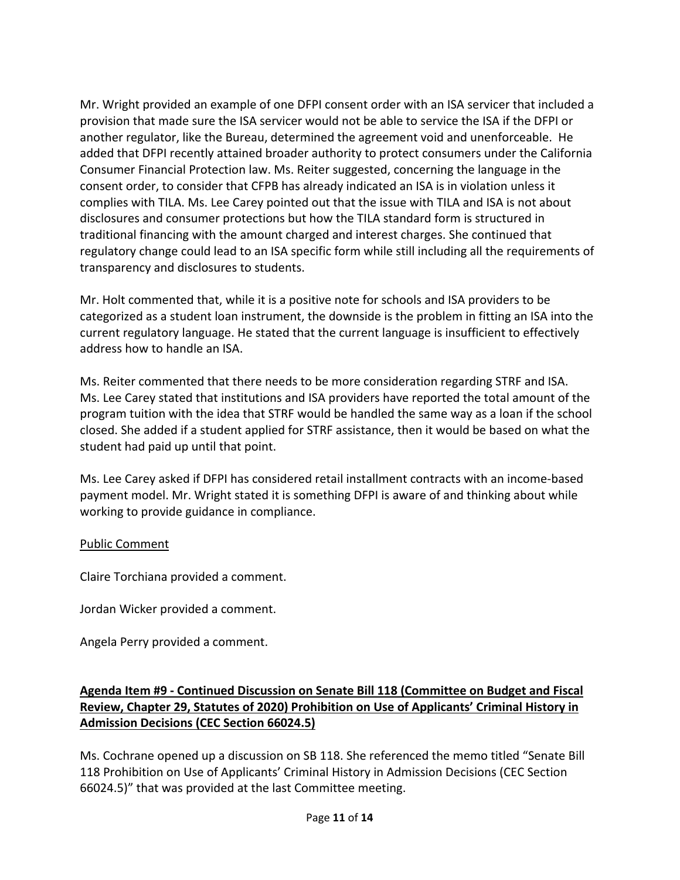Mr. Wright provided an example of one DFPI consent order with an ISA servicer that included a provision that made sure the ISA servicer would not be able to service the ISA if the DFPI or another regulator, like the Bureau, determined the agreement void and unenforceable. He added that DFPI recently attained broader authority to protect consumers under the California Consumer Financial Protection law. Ms. Reiter suggested, concerning the language in the consent order, to consider that CFPB has already indicated an ISA is in violation unless it complies with TILA. Ms. Lee Carey pointed out that the issue with TILA and ISA is not about disclosures and consumer protections but how the TILA standard form is structured in traditional financing with the amount charged and interest charges. She continued that regulatory change could lead to an ISA specific form while still including all the requirements of transparency and disclosures to students.

Mr. Holt commented that, while it is a positive note for schools and ISA providers to be categorized as a student loan instrument, the downside is the problem in fitting an ISA into the current regulatory language. He stated that the current language is insufficient to effectively address how to handle an ISA.

Ms. Reiter commented that there needs to be more consideration regarding STRF and ISA. Ms. Lee Carey stated that institutions and ISA providers have reported the total amount of the program tuition with the idea that STRF would be handled the same way as a loan if the school closed. She added if a student applied for STRF assistance, then it would be based on what the student had paid up until that point.

Ms. Lee Carey asked if DFPI has considered retail installment contracts with an income-based payment model. Mr. Wright stated it is something DFPI is aware of and thinking about while working to provide guidance in compliance.

Public Comment

Claire Torchiana provided a comment.

Jordan Wicker provided a comment.

Angela Perry provided a comment.

**Agenda Item #9 - Continued Discussion on Senate Bill 118 (Committee on Budget and Fiscal Review, Chapter 29, Statutes of 2020) Prohibition on Use of Applicants' Criminal History in Admission Decisions (CEC Section 66024.5)**

Ms. Cochrane opened up a discussion on SB 118. She referenced the memo titled "Senate Bill 118 Prohibition on Use of Applicants' Criminal History in Admission Decisions (CEC Section 66024.5)" that was provided at the last Committee meeting.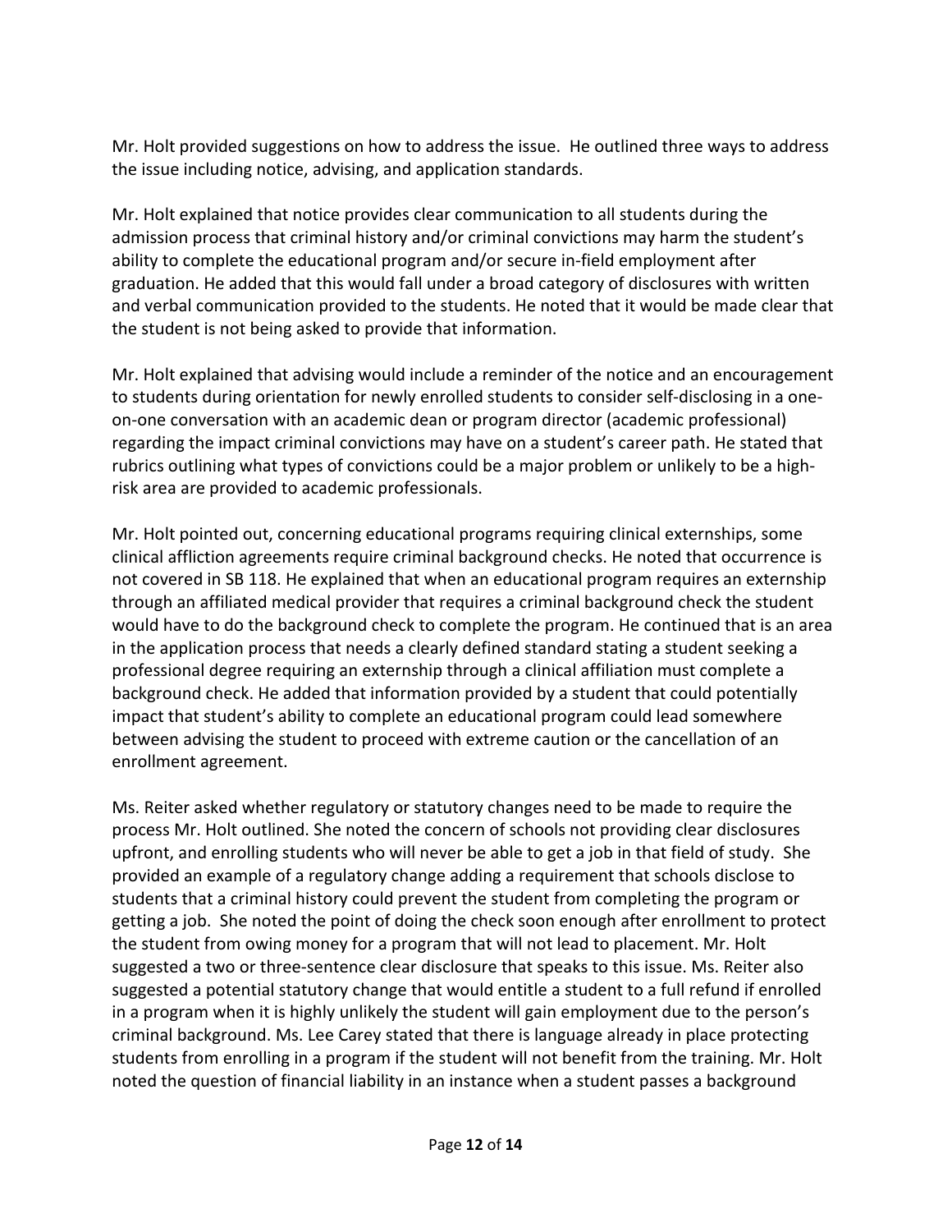Mr. Holt provided suggestions on how to address the issue. He outlined three ways to address the issue including notice, advising, and application standards.

Mr. Holt explained that notice provides clear communication to all students during the admission process that criminal history and/or criminal convictions may harm the student's ability to complete the educational program and/or secure in-field employment after graduation. He added that this would fall under a broad category of disclosures with written and verbal communication provided to the students. He noted that it would be made clear that the student is not being asked to provide that information.

Mr. Holt explained that advising would include a reminder of the notice and an encouragement to students during orientation for newly enrolled students to consider self-disclosing in a one-on-one conversation with an academic dean or program director (academic professional) regarding the impact criminal convictions may have on a student's career path. He stated that rubrics outlining what types of convictions could be a major problem or unlikely to be a high-risk area are provided to academic professionals.

Mr. Holt pointed out, concerning educational programs requiring clinical externships, some clinical affliction agreements require criminal background checks. He noted that occurrence is not covered in SB 118. He explained that when an educational program requires an externship through an affiliated medical provider that requires a criminal background check the student would have to do the background check to complete the program. He continued that is an area in the application process that needs a clearly defined standard stating a student seeking a professional degree requiring an externship through a clinical affiliation must complete a background check. He added that information provided by a student that could potentially impact that student's ability to complete an educational program could lead somewhere between advising the student to proceed with extreme caution or the cancellation of an enrollment agreement.

Ms. Reiter asked whether regulatory or statutory changes need to be made to require the process Mr. Holt outlined. She noted the concern of schools not providing clear disclosures upfront, and enrolling students who will never be able to get a job in that field of study. She provided an example of a regulatory change adding a requirement that schools disclose to students that a criminal history could prevent the student from completing the program or getting a job. She noted the point of doing the check soon enough after enrollment to protect the student from owing money for a program that will not lead to placement. Mr. Holt suggested a two or three-sentence clear disclosure that speaks to this issue. Ms. Reiter also suggested a potential statutory change that would entitle a student to a full refund if enrolled in a program when it is highly unlikely the student will gain employment due to the person's criminal background. Ms. Lee Carey stated that there is language already in place protecting students from enrolling in a program if the student will not benefit from the training. Mr. Holt noted the question of financial liability in an instance when a student passes a background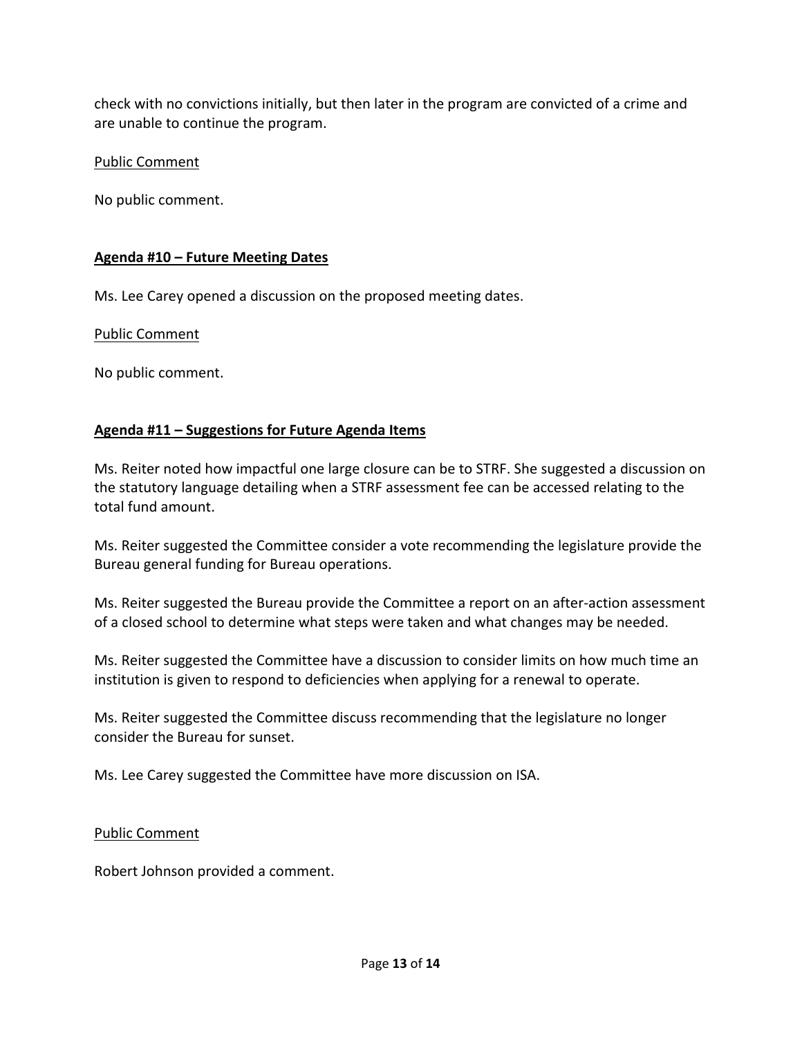check with no convictions initially, but then later in the program are convicted of a crime and are unable to continue the program.

Public Comment

No public comment.

**Agenda #10 – Future Meeting Dates**

Ms. Lee Carey opened a discussion on the proposed meeting dates.

Public Comment

No public comment.

**Agenda #11 – Suggestions for Future Agenda Items**

Ms. Reiter noted how impactful one large closure can be to STRF. She suggested a discussion on the statutory language detailing when a STRF assessment fee can be accessed relating to the total fund amount.

Ms. Reiter suggested the Committee consider a vote recommending the legislature provide the Bureau general funding for Bureau operations.

Ms. Reiter suggested the Bureau provide the Committee a report on an after-action assessment of a closed school to determine what steps were taken and what changes may be needed.

Ms. Reiter suggested the Committee have a discussion to consider limits on how much time an institution is given to respond to deficiencies when applying for a renewal to operate.

Ms. Reiter suggested the Committee discuss recommending that the legislature no longer consider the Bureau for sunset.

Ms. Lee Carey suggested the Committee have more discussion on ISA.

Public Comment

Robert Johnson provided a comment.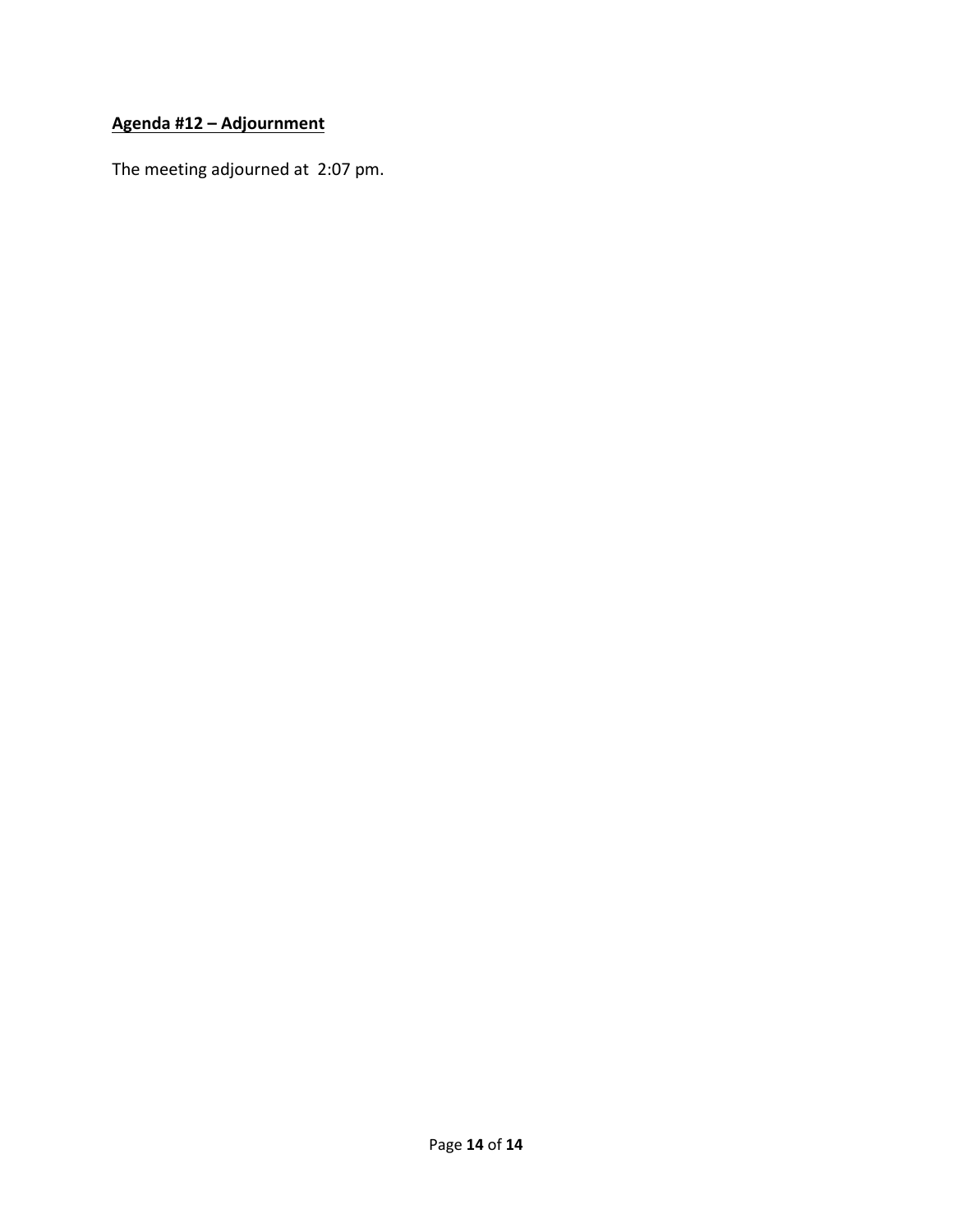**Agenda #12 – Adjournment**

The meeting adjourned at 2:07 pm.